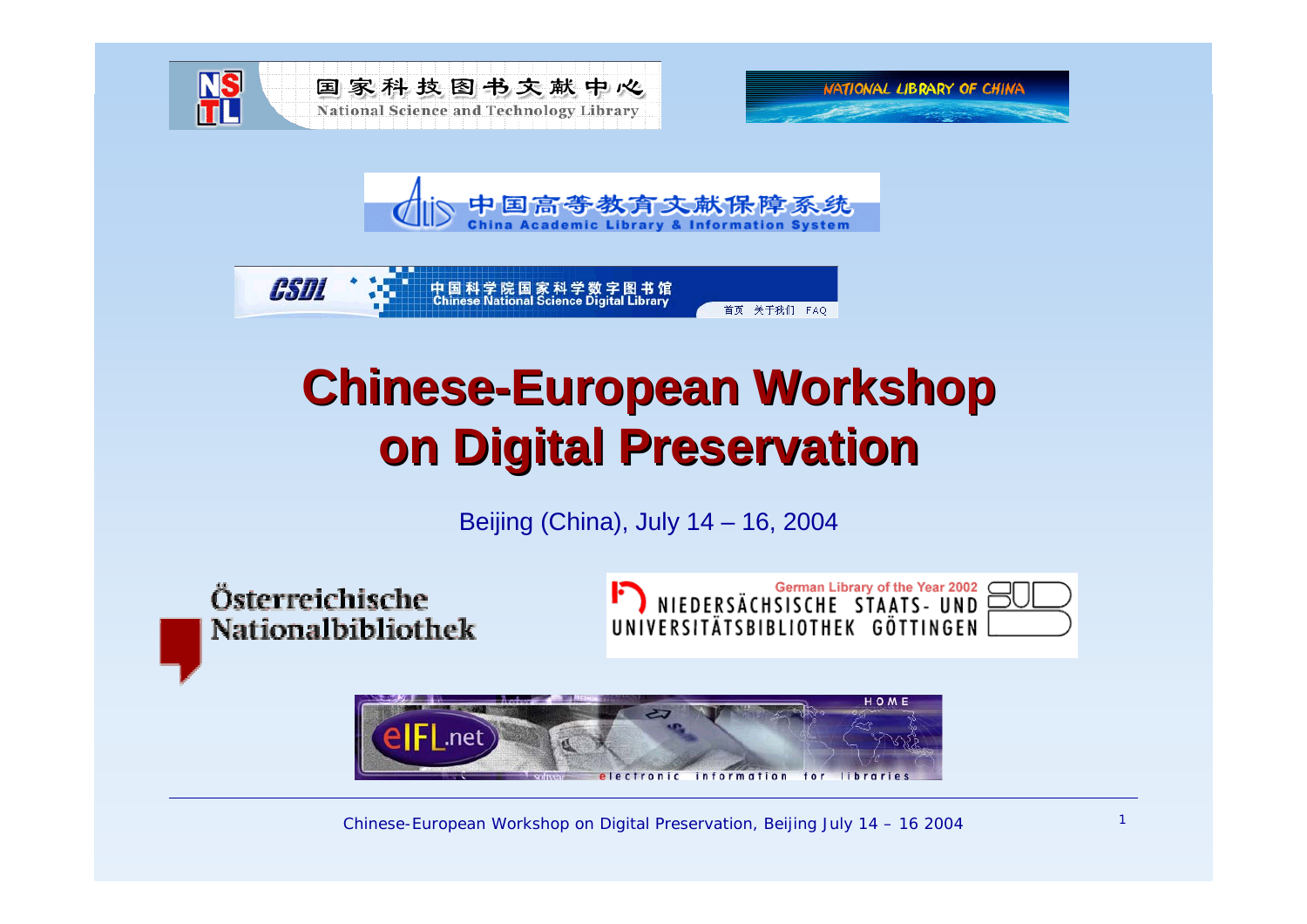国家科技图书文献中心
National Science and Technology Library

NATIONAL LIBRARY OF CHINA

中国高等教育文献保障系统
China Academic Library & Information System

CSDL 中国科学院国家科学数字图书馆
Chinese National Science Digital Library

# Chinese-European Workshop on Digital Preservation

Beijing (China), July 14 – 16, 2004

Österreichische Nationalbibliothek

German Library of the Year 2002
NIEDERSÄCHSISCHE STAATS- UND UNIVERSITÄTSBIBLIOTHEK GÖTTINGEN

eIFL.net
electronic information for libraries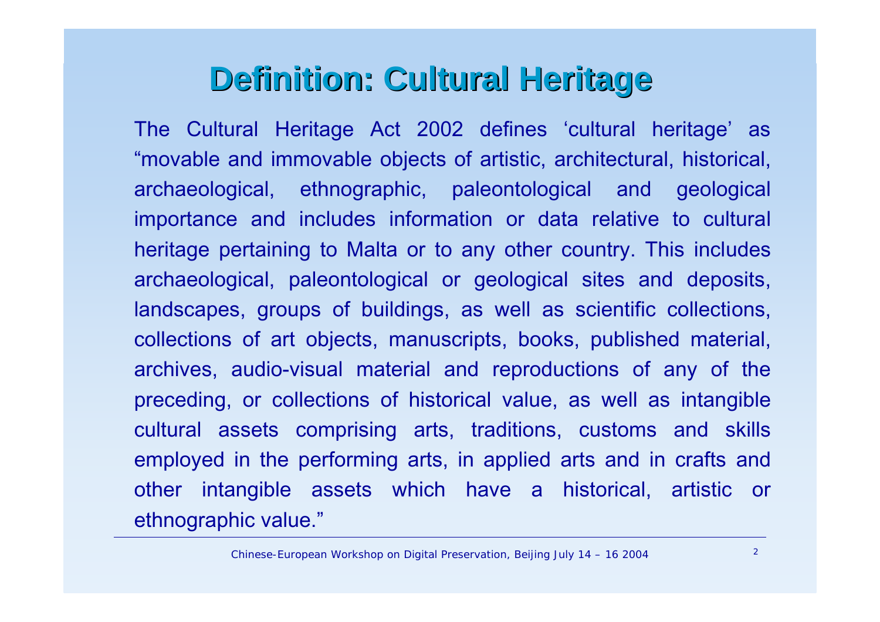# Definition: Cultural Heritage

The Cultural Heritage Act 2002 defines ‘cultural heritage’ as “movable and immovable objects of artistic, architectural, historical, archaeological, ethnographic, paleontological and geological importance and includes information or data relative to cultural heritage pertaining to Malta or to any other country. This includes archaeological, paleontological or geological sites and deposits, landscapes, groups of buildings, as well as scientific collections, collections of art objects, manuscripts, books, published material, archives, audio-visual material and reproductions of any of the preceding, or collections of historical value, as well as intangible cultural assets comprising arts, traditions, customs and skills employed in the performing arts, in applied arts and in crafts and other intangible assets which have a historical, artistic or ethnographic value.”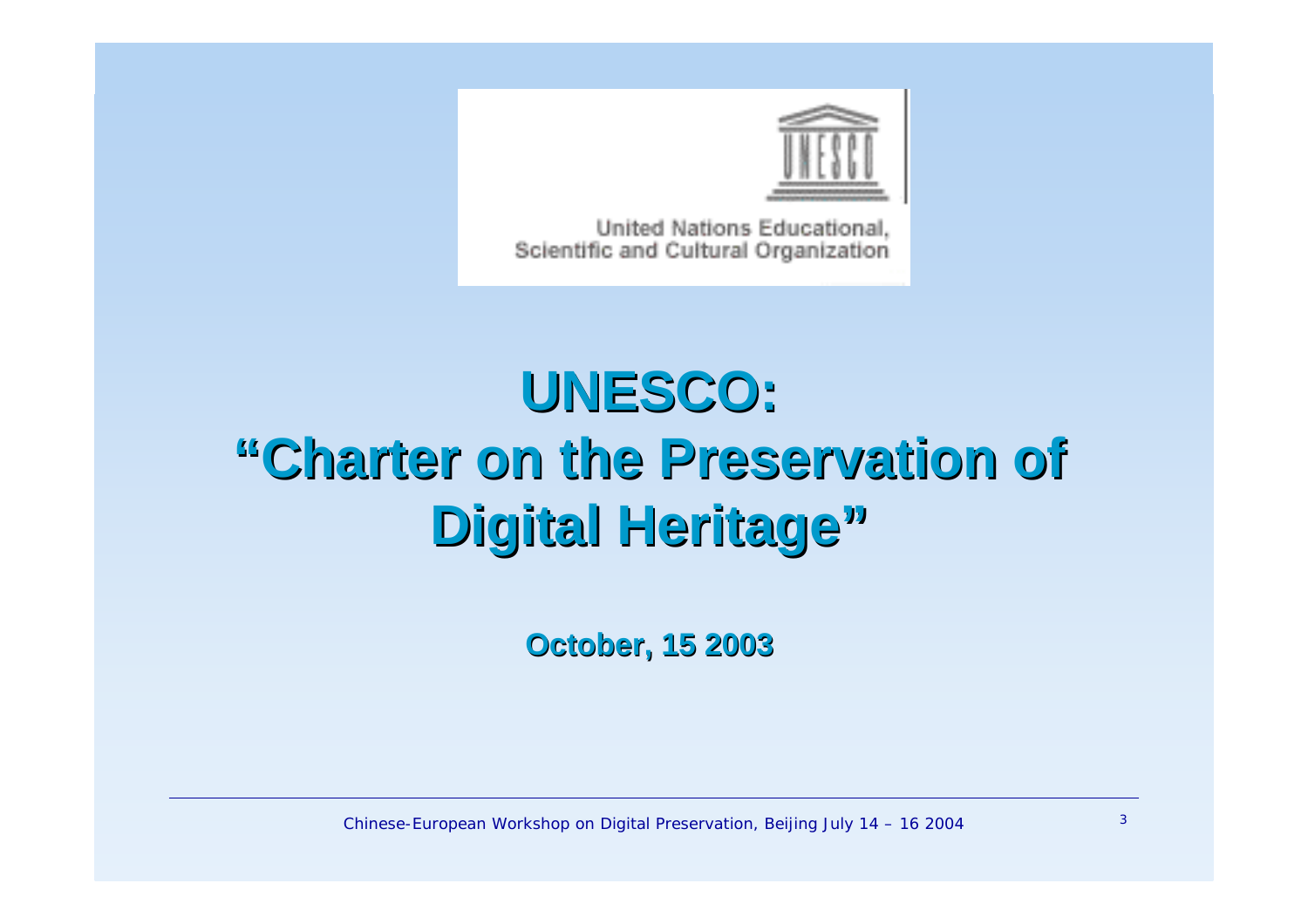United Nations Educational, Scientific and Cultural Organization

# UNESCO: "Charter on the Preservation of Digital Heritage"

**October, 15 2003**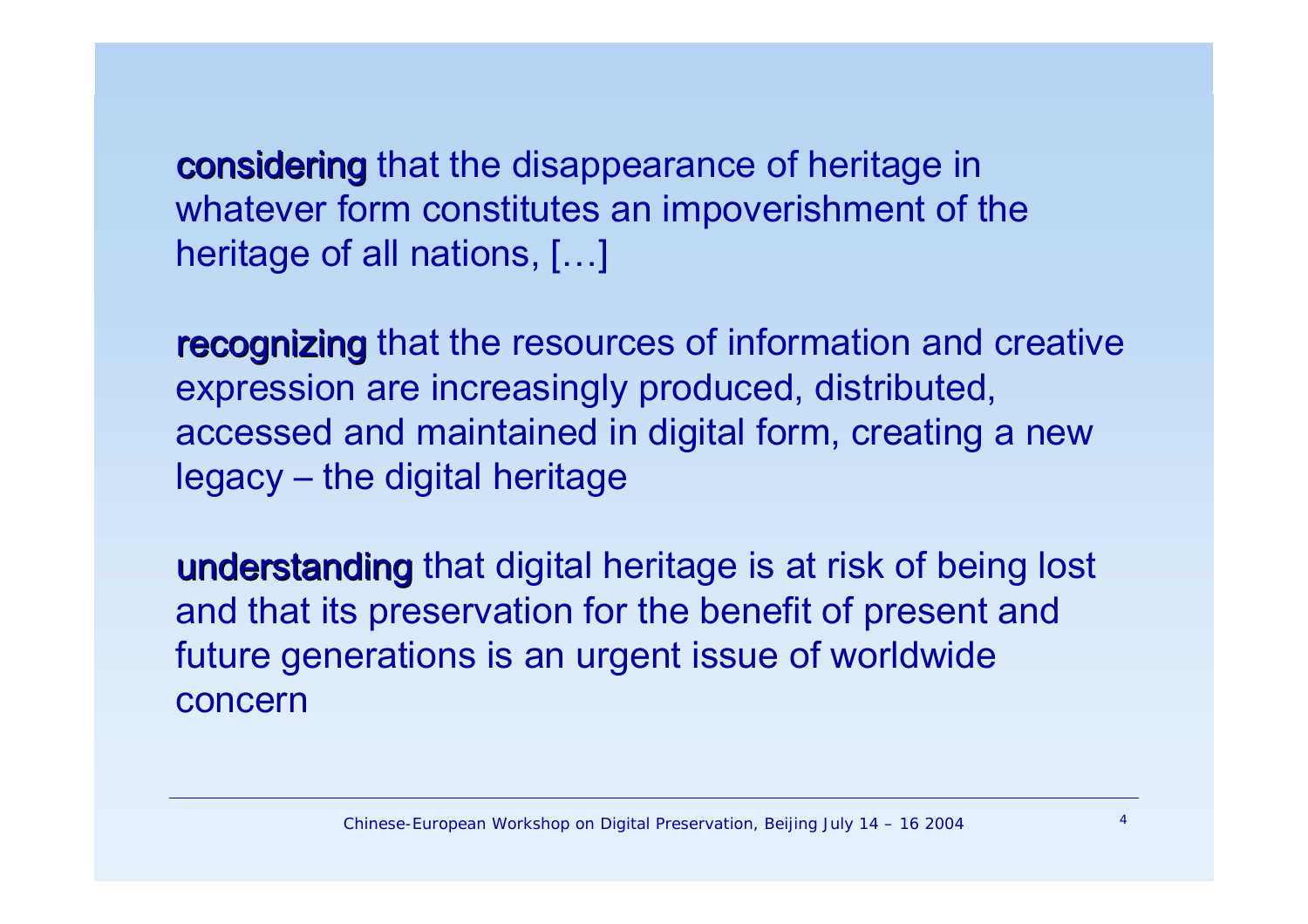**considering** that the disappearance of heritage in whatever form constitutes an impoverishment of the heritage of all nations, […]

**recognizing** that the resources of information and creative expression are increasingly produced, distributed, accessed and maintained in digital form, creating a new legacy – the digital heritage

**understanding** that digital heritage is at risk of being lost and that its preservation for the benefit of present and future generations is an urgent issue of worldwide concern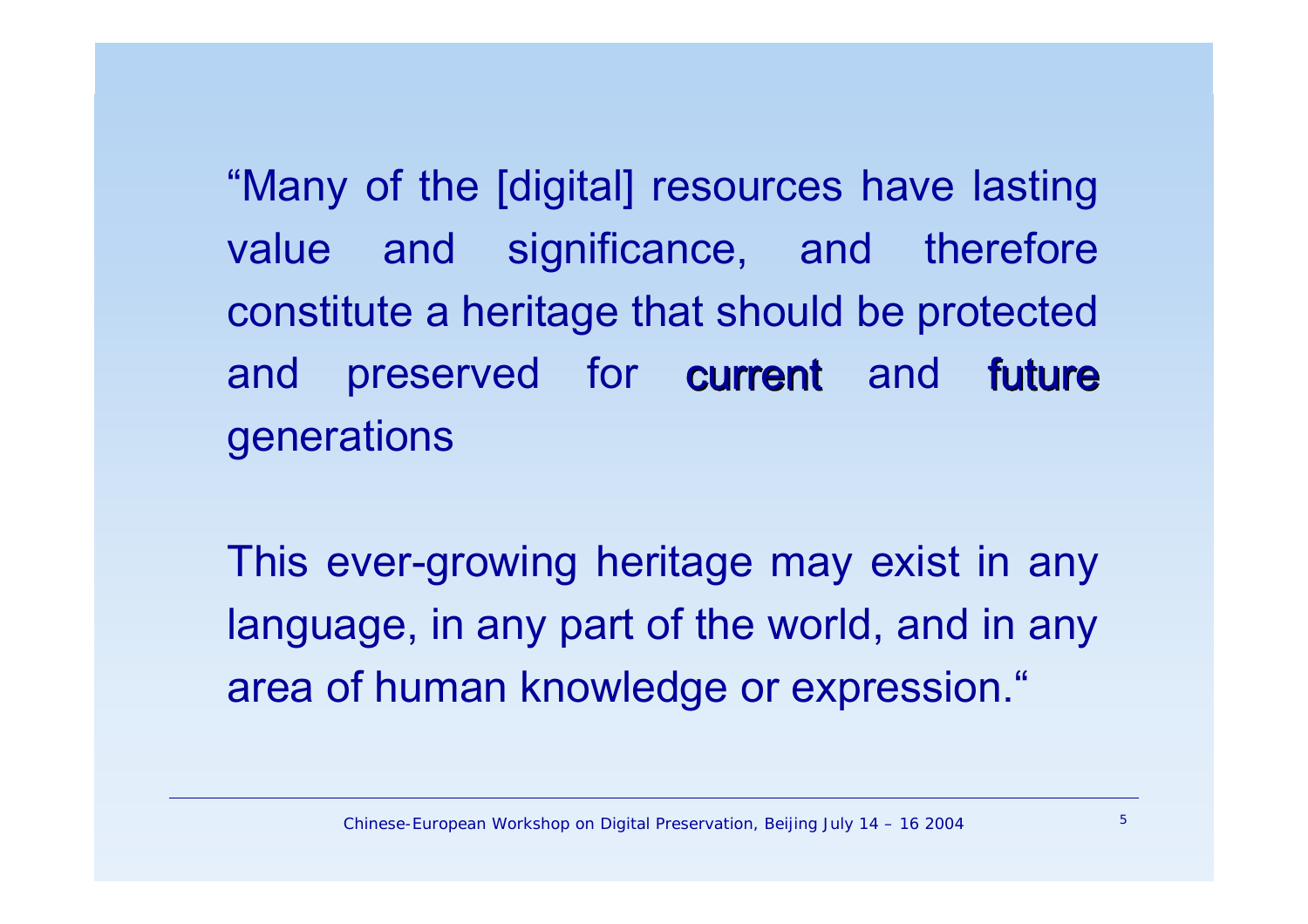"Many of the [digital] resources have lasting value and significance, and therefore constitute a heritage that should be protected and preserved for **current** and **future** generations

This ever-growing heritage may exist in any language, in any part of the world, and in any area of human knowledge or expression."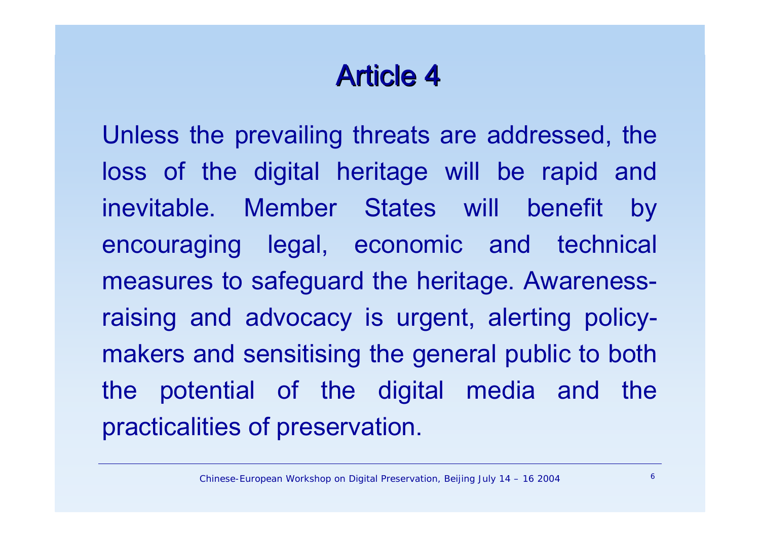# Article 4

Unless the prevailing threats are addressed, the loss of the digital heritage will be rapid and inevitable. Member States will benefit by encouraging legal, economic and technical measures to safeguard the heritage. Awareness-raising and advocacy is urgent, alerting policy-makers and sensitising the general public to both the potential of the digital media and the practicalities of preservation.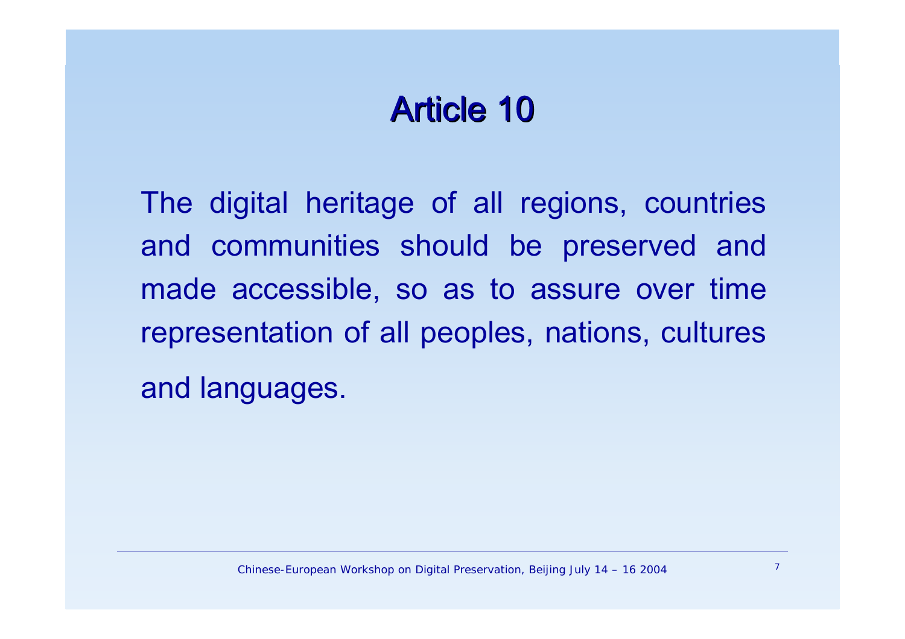# Article 10

The digital heritage of all regions, countries and communities should be preserved and made accessible, so as to assure over time representation of all peoples, nations, cultures and languages.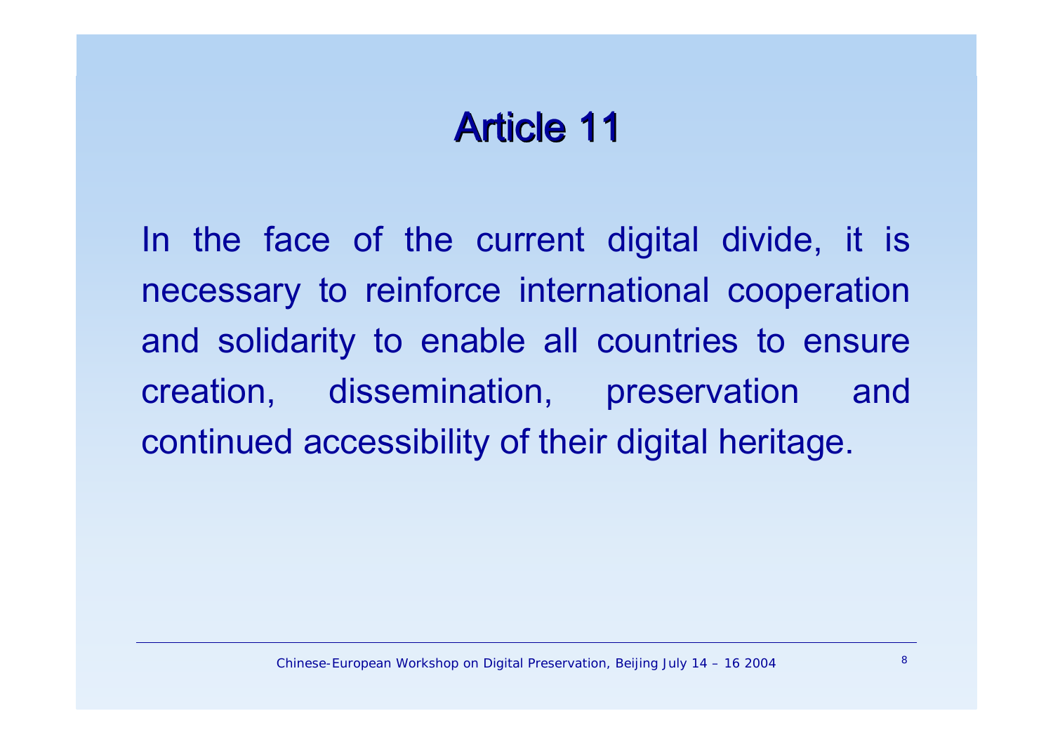# Article 11

In the face of the current digital divide, it is necessary to reinforce international cooperation and solidarity to enable all countries to ensure creation, dissemination, preservation and continued accessibility of their digital heritage.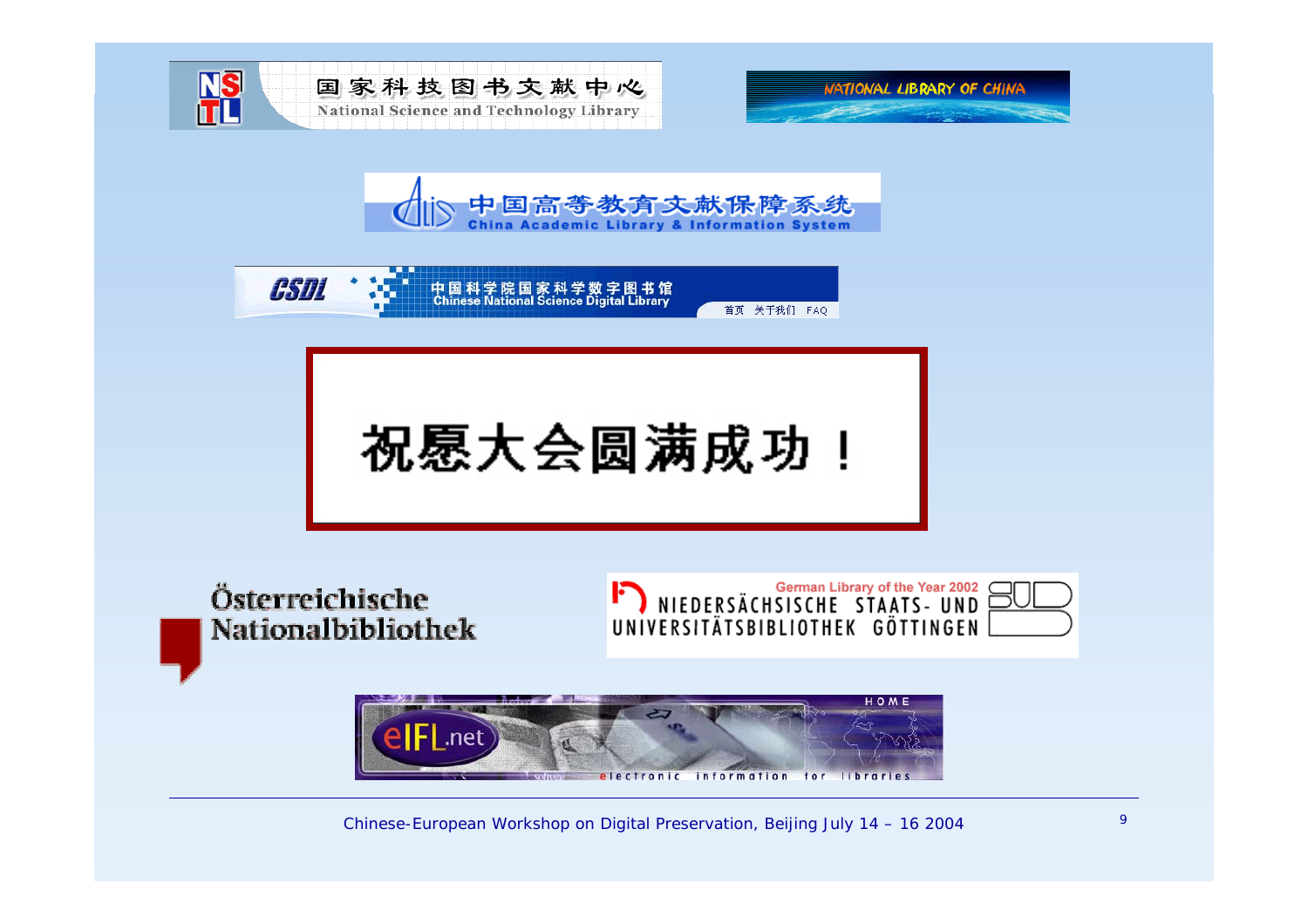国家科技图书文献中心
National Science and Technology Library

NATIONAL LIBRARY OF CHINA

中国高等教育文献保障系统
China Academic Library & Information System

CSDL 中国科学院国家科学数字图书馆
Chinese National Science Digital Library
首页 关于我们 FAQ

# 祝愿大会圆满成功！

Österreichische Nationalbibliothek

German Library of the Year 2002
NIEDERSÄCHSISCHE STAATS- UND UNIVERSITÄTSBIBLIOTHEK GÖTTINGEN

eIFL.net
HOME
electronic information for libraries